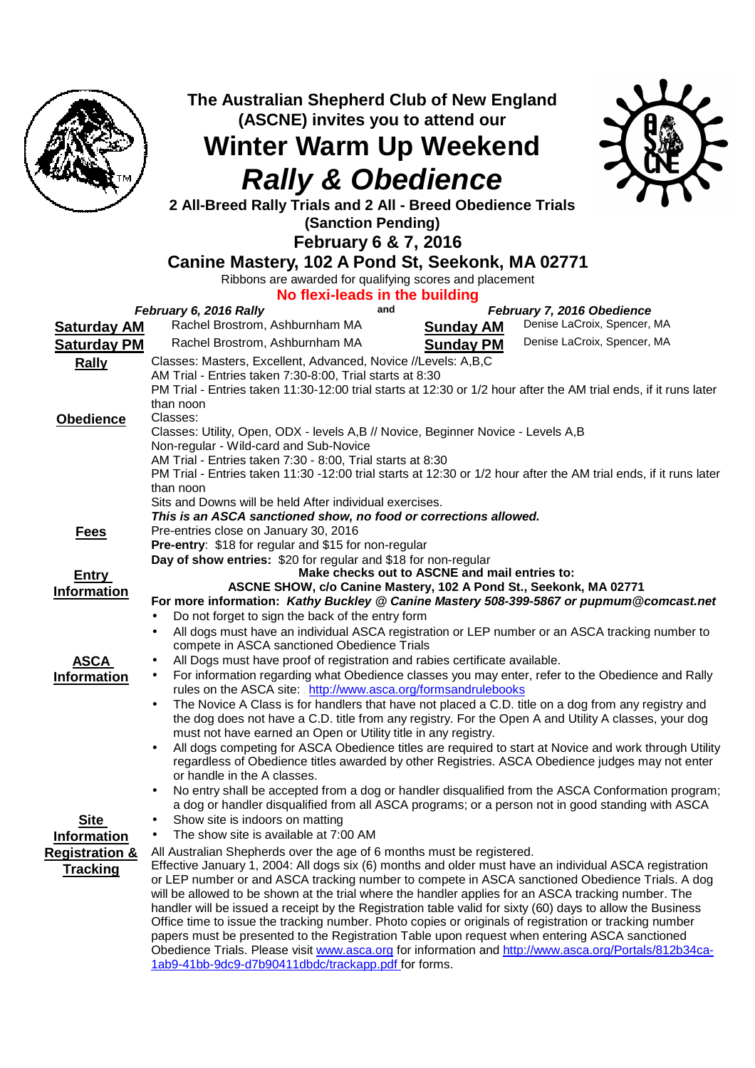# The Australian Shepherd Club of New England (ASCNE) invites you to attend our

# Winter Warm Up Weekend

# ***Rally & Obedience***

**2 All-Breed Rally Trials and 2 All - Breed Obedience Trials**

**(Sanction Pending)**

**February 6 & 7, 2016**

**Canine Mastery, 102 A Pond St, Seekonk, MA 02771**

Ribbons are awarded for qualifying scores and placement

**No flexi-leads in the building**

| ***February 6, 2016 Rally*** | | and | ***February 7, 2016 Obedience*** | |
|---|---|---|---|---|
| **Saturday AM** | Rachel Brostrom, Ashburnham MA | | **Sunday AM** | Denise LaCroix, Spencer, MA |
| **Saturday PM** | Rachel Brostrom, Ashburnham MA | | **Sunday PM** | Denise LaCroix, Spencer, MA |

**Rally**

Classes: Masters, Excellent, Advanced, Novice //Levels: A,B,C

AM Trial - Entries taken 7:30-8:00, Trial starts at 8:30

PM Trial - Entries taken 11:30-12:00 trial starts at 12:30 or 1/2 hour after the AM trial ends, if it runs later than noon

**Obedience**

Classes:

Classes: Utility, Open, ODX - levels A,B // Novice, Beginner Novice - Levels A,B

Non-regular - Wild-card and Sub-Novice

AM Trial - Entries taken 7:30 - 8:00, Trial starts at 8:30

PM Trial - Entries taken 11:30 -12:00 trial starts at 12:30 or 1/2 hour after the AM trial ends, if it runs later than noon

Sits and Downs will be held After individual exercises.

***This is an ASCA sanctioned show, no food or corrections allowed.***

**Fees**

Pre-entries close on January 30, 2016

**Pre-entry**: $18 for regular and $15 for non-regular

**Day of show entries:** $20 for regular and $18 for non-regular

**Entry Information**

**Make checks out to ASCNE and mail entries to:**

**ASCNE SHOW, c/o Canine Mastery, 102 A Pond St., Seekonk, MA 02771**

**For more information: *Kathy Buckley @ Canine Mastery 508-399-5867 or pupmum@comcast.net***

- Do not forget to sign the back of the entry form
- All dogs must have an individual ASCA registration or LEP number or an ASCA tracking number to compete in ASCA sanctioned Obedience Trials

**ASCA Information**

- All Dogs must have proof of registration and rabies certificate available.
- For information regarding what Obedience classes you may enter, refer to the Obedience and Rally rules on the ASCA site: http://www.asca.org/formsandrulebooks
- The Novice A Class is for handlers that have not placed a C.D. title on a dog from any registry and the dog does not have a C.D. title from any registry. For the Open A and Utility A classes, your dog must not have earned an Open or Utility title in any registry.
- All dogs competing for ASCA Obedience titles are required to start at Novice and work through Utility regardless of Obedience titles awarded by other Registries. ASCA Obedience judges may not enter or handle in the A classes.
- No entry shall be accepted from a dog or handler disqualified from the ASCA Conformation program; a dog or handler disqualified from all ASCA programs; or a person not in good standing with ASCA

**Site Information**

- Show site is indoors on matting
- The show site is available at 7:00 AM

**Registration & Tracking**

All Australian Shepherds over the age of 6 months must be registered.

Effective January 1, 2004: All dogs six (6) months and older must have an individual ASCA registration or LEP number or and ASCA tracking number to compete in ASCA sanctioned Obedience Trials. A dog will be allowed to be shown at the trial where the handler applies for an ASCA tracking number. The handler will be issued a receipt by the Registration table valid for sixty (60) days to allow the Business Office time to issue the tracking number. Photo copies or originals of registration or tracking number papers must be presented to the Registration Table upon request when entering ASCA sanctioned Obedience Trials. Please visit www.asca.org for information and http://www.asca.org/Portals/812b34ca-1ab9-41bb-9dc9-d7b90411dbdc/trackapp.pdf for forms.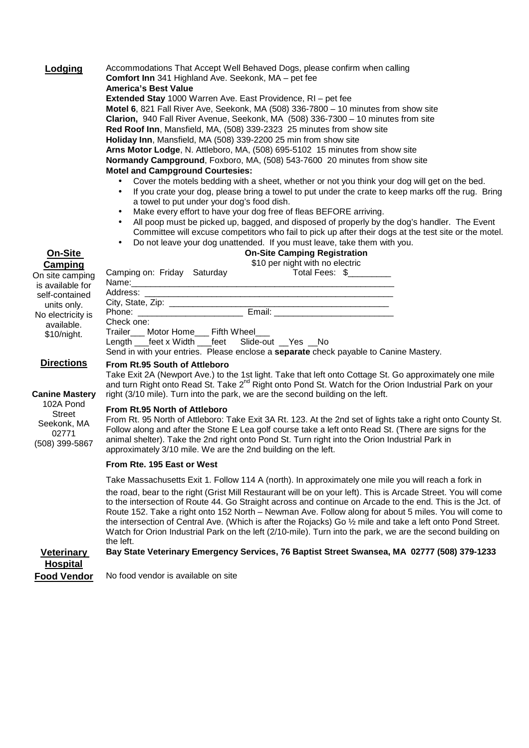## Lodging

Accommodations That Accept Well Behaved Dogs, please confirm when calling

**Comfort Inn** 341 Highland Ave. Seekonk, MA – pet fee

**America's Best Value**

**Extended Stay** 1000 Warren Ave. East Providence, RI – pet fee

**Motel 6**, 821 Fall River Ave, Seekonk, MA (508) 336-7800 – 10 minutes from show site

**Clarion,** 940 Fall River Avenue, Seekonk, MA (508) 336-7300 – 10 minutes from site

**Red Roof Inn**, Mansfield, MA, (508) 339-2323 25 minutes from show site

**Holiday Inn**, Mansfield, MA (508) 339-2200 25 min from show site

**Arns Motor Lodge**, N. Attleboro, MA, (508) 695-5102 15 minutes from show site

**Normandy Campground**, Foxboro, MA, (508) 543-7600 20 minutes from show site

**Motel and Campground Courtesies:**

- Cover the motels bedding with a sheet, whether or not you think your dog will get on the bed.
- If you crate your dog, please bring a towel to put under the crate to keep marks off the rug. Bring a towel to put under your dog's food dish.
- Make every effort to have your dog free of fleas BEFORE arriving.
- All poop must be picked up, bagged, and disposed of properly by the dog's handler. The Event Committee will excuse competitors who fail to pick up after their dogs at the test site or the motel.
- Do not leave your dog unattended. If you must leave, take them with you.

## On-Site Camping

On site camping is available for self-contained units only. No electricity is available. $10/night.

**On-Site Camping Registration**

$10 per night with no electric

Camping on: Friday Saturday Total Fees: $_________

Name:_________________________________________________________

Address: ______________________________________________________

City, State, Zip: _______________________________________________

Phone: ______________________ Email: __________________________

Check one:

Trailer___ Motor Home___ Fifth Wheel___

Length ___feet x Width ___feet Slide-out __Yes __No

Send in with your entries. Please enclose a **separate** check payable to Canine Mastery.

## Directions

**Canine Mastery**
102A Pond Street
Seekonk, MA 02771
(508) 399-5867

**From Rt.95 South of Attleboro**

Take Exit 2A (Newport Ave.) to the 1st light. Take that left onto Cottage St. Go approximately one mile and turn Right onto Read St. Take 2nd Right onto Pond St. Watch for the Orion Industrial Park on your right (3/10 mile). Turn into the park, we are the second building on the left.

**From Rt.95 North of Attleboro**

From Rt. 95 North of Attleboro: Take Exit 3A Rt. 123. At the 2nd set of lights take a right onto County St. Follow along and after the Stone E Lea golf course take a left onto Read St. (There are signs for the animal shelter). Take the 2nd right onto Pond St. Turn right into the Orion Industrial Park in approximately 3/10 mile. We are the 2nd building on the left.

**From Rte. 195 East or West**

Take Massachusetts Exit 1. Follow 114 A (north). In approximately one mile you will reach a fork in the road, bear to the right (Grist Mill Restaurant will be on your left). This is Arcade Street. You will come to the intersection of Route 44. Go Straight across and continue on Arcade to the end. This is the Jct. of Route 152. Take a right onto 152 North – Newman Ave. Follow along for about 5 miles. You will come to the intersection of Central Ave. (Which is after the Rojacks) Go ½ mile and take a left onto Pond Street. Watch for Orion Industrial Park on the left (2/10-mile). Turn into the park, we are the second building on the left.

## Veterinary Hospital

**Bay State Veterinary Emergency Services, 76 Baptist Street Swansea, MA 02777 (508) 379-1233**

## Food Vendor

No food vendor is available on site